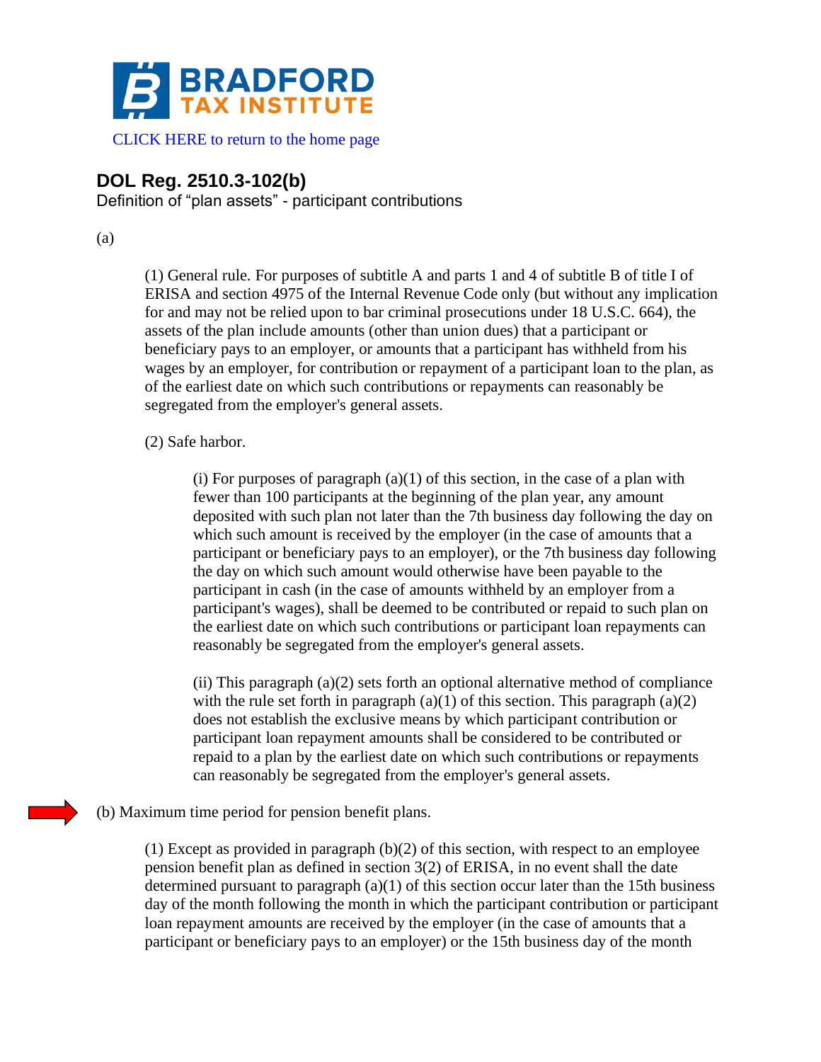# BRADFORD TAX INSTITUTE

CLICK HERE to return to the home page

## DOL Reg. 2510.3-102(b)

Definition of “plan assets” - participant contributions

(a)

(1) General rule. For purposes of subtitle A and parts 1 and 4 of subtitle B of title I of ERISA and section 4975 of the Internal Revenue Code only (but without any implication for and may not be relied upon to bar criminal prosecutions under 18 U.S.C. 664), the assets of the plan include amounts (other than union dues) that a participant or beneficiary pays to an employer, or amounts that a participant has withheld from his wages by an employer, for contribution or repayment of a participant loan to the plan, as of the earliest date on which such contributions or repayments can reasonably be segregated from the employer's general assets.

(2) Safe harbor.

(i) For purposes of paragraph (a)(1) of this section, in the case of a plan with fewer than 100 participants at the beginning of the plan year, any amount deposited with such plan not later than the 7th business day following the day on which such amount is received by the employer (in the case of amounts that a participant or beneficiary pays to an employer), or the 7th business day following the day on which such amount would otherwise have been payable to the participant in cash (in the case of amounts withheld by an employer from a participant's wages), shall be deemed to be contributed or repaid to such plan on the earliest date on which such contributions or participant loan repayments can reasonably be segregated from the employer's general assets.

(ii) This paragraph (a)(2) sets forth an optional alternative method of compliance with the rule set forth in paragraph (a)(1) of this section. This paragraph (a)(2) does not establish the exclusive means by which participant contribution or participant loan repayment amounts shall be considered to be contributed or repaid to a plan by the earliest date on which such contributions or repayments can reasonably be segregated from the employer's general assets.

(b) Maximum time period for pension benefit plans.

(1) Except as provided in paragraph (b)(2) of this section, with respect to an employee pension benefit plan as defined in section 3(2) of ERISA, in no event shall the date determined pursuant to paragraph (a)(1) of this section occur later than the 15th business day of the month following the month in which the participant contribution or participant loan repayment amounts are received by the employer (in the case of amounts that a participant or beneficiary pays to an employer) or the 15th business day of the month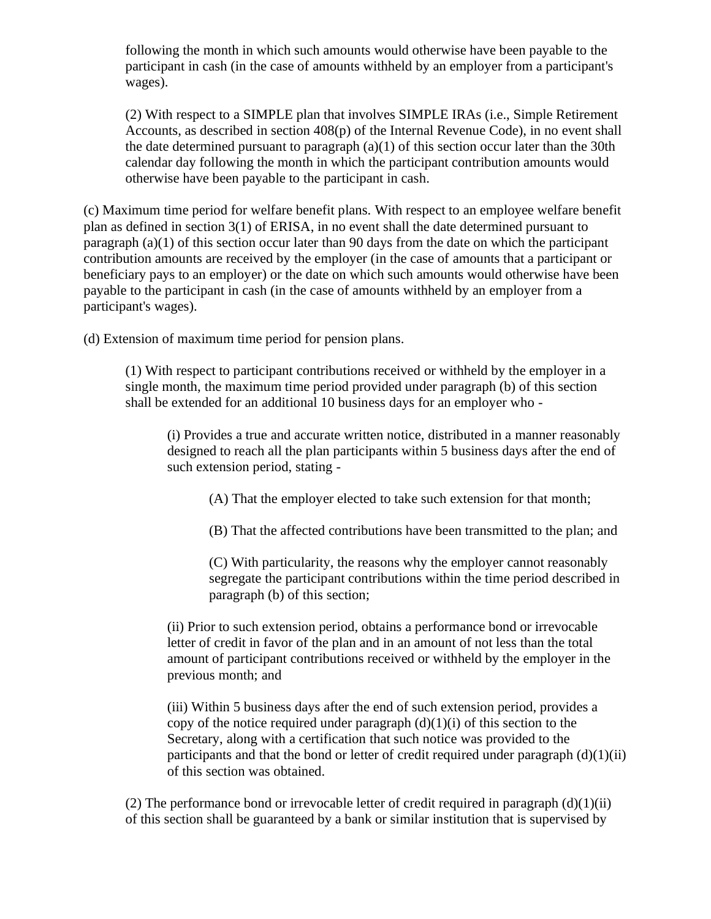following the month in which such amounts would otherwise have been payable to the participant in cash (in the case of amounts withheld by an employer from a participant's wages).

(2) With respect to a SIMPLE plan that involves SIMPLE IRAs (i.e., Simple Retirement Accounts, as described in section 408(p) of the Internal Revenue Code), in no event shall the date determined pursuant to paragraph (a)(1) of this section occur later than the 30th calendar day following the month in which the participant contribution amounts would otherwise have been payable to the participant in cash.

(c) Maximum time period for welfare benefit plans. With respect to an employee welfare benefit plan as defined in section 3(1) of ERISA, in no event shall the date determined pursuant to paragraph (a)(1) of this section occur later than 90 days from the date on which the participant contribution amounts are received by the employer (in the case of amounts that a participant or beneficiary pays to an employer) or the date on which such amounts would otherwise have been payable to the participant in cash (in the case of amounts withheld by an employer from a participant's wages).

(d) Extension of maximum time period for pension plans.

(1) With respect to participant contributions received or withheld by the employer in a single month, the maximum time period provided under paragraph (b) of this section shall be extended for an additional 10 business days for an employer who -

(i) Provides a true and accurate written notice, distributed in a manner reasonably designed to reach all the plan participants within 5 business days after the end of such extension period, stating -

(A) That the employer elected to take such extension for that month;

(B) That the affected contributions have been transmitted to the plan; and

(C) With particularity, the reasons why the employer cannot reasonably segregate the participant contributions within the time period described in paragraph (b) of this section;

(ii) Prior to such extension period, obtains a performance bond or irrevocable letter of credit in favor of the plan and in an amount of not less than the total amount of participant contributions received or withheld by the employer in the previous month; and

(iii) Within 5 business days after the end of such extension period, provides a copy of the notice required under paragraph (d)(1)(i) of this section to the Secretary, along with a certification that such notice was provided to the participants and that the bond or letter of credit required under paragraph (d)(1)(ii) of this section was obtained.

(2) The performance bond or irrevocable letter of credit required in paragraph (d)(1)(ii) of this section shall be guaranteed by a bank or similar institution that is supervised by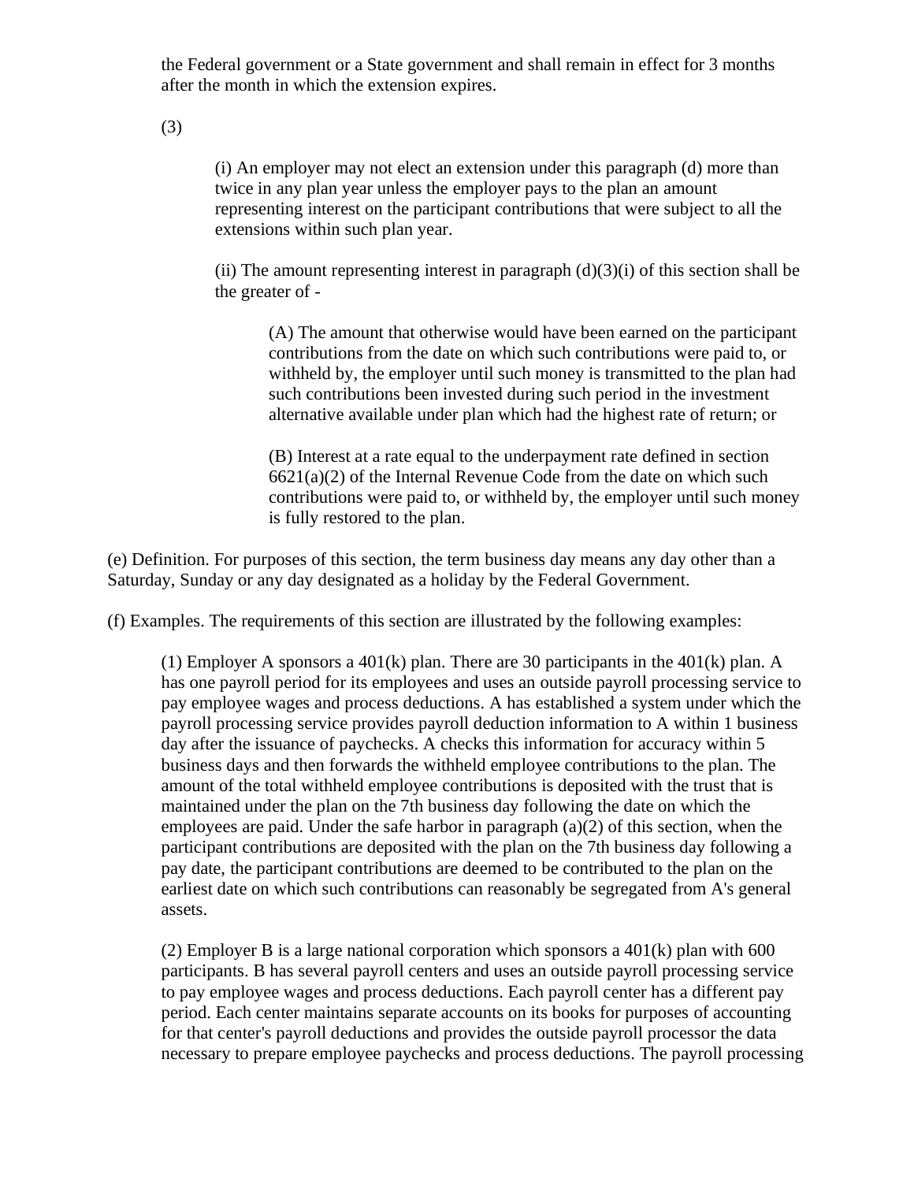the Federal government or a State government and shall remain in effect for 3 months after the month in which the extension expires.

(3)

(i) An employer may not elect an extension under this paragraph (d) more than twice in any plan year unless the employer pays to the plan an amount representing interest on the participant contributions that were subject to all the extensions within such plan year.

(ii) The amount representing interest in paragraph (d)(3)(i) of this section shall be the greater of -

(A) The amount that otherwise would have been earned on the participant contributions from the date on which such contributions were paid to, or withheld by, the employer until such money is transmitted to the plan had such contributions been invested during such period in the investment alternative available under plan which had the highest rate of return; or

(B) Interest at a rate equal to the underpayment rate defined in section 6621(a)(2) of the Internal Revenue Code from the date on which such contributions were paid to, or withheld by, the employer until such money is fully restored to the plan.

(e) Definition. For purposes of this section, the term business day means any day other than a Saturday, Sunday or any day designated as a holiday by the Federal Government.

(f) Examples. The requirements of this section are illustrated by the following examples:

(1) Employer A sponsors a 401(k) plan. There are 30 participants in the 401(k) plan. A has one payroll period for its employees and uses an outside payroll processing service to pay employee wages and process deductions. A has established a system under which the payroll processing service provides payroll deduction information to A within 1 business day after the issuance of paychecks. A checks this information for accuracy within 5 business days and then forwards the withheld employee contributions to the plan. The amount of the total withheld employee contributions is deposited with the trust that is maintained under the plan on the 7th business day following the date on which the employees are paid. Under the safe harbor in paragraph (a)(2) of this section, when the participant contributions are deposited with the plan on the 7th business day following a pay date, the participant contributions are deemed to be contributed to the plan on the earliest date on which such contributions can reasonably be segregated from A's general assets.

(2) Employer B is a large national corporation which sponsors a 401(k) plan with 600 participants. B has several payroll centers and uses an outside payroll processing service to pay employee wages and process deductions. Each payroll center has a different pay period. Each center maintains separate accounts on its books for purposes of accounting for that center's payroll deductions and provides the outside payroll processor the data necessary to prepare employee paychecks and process deductions. The payroll processing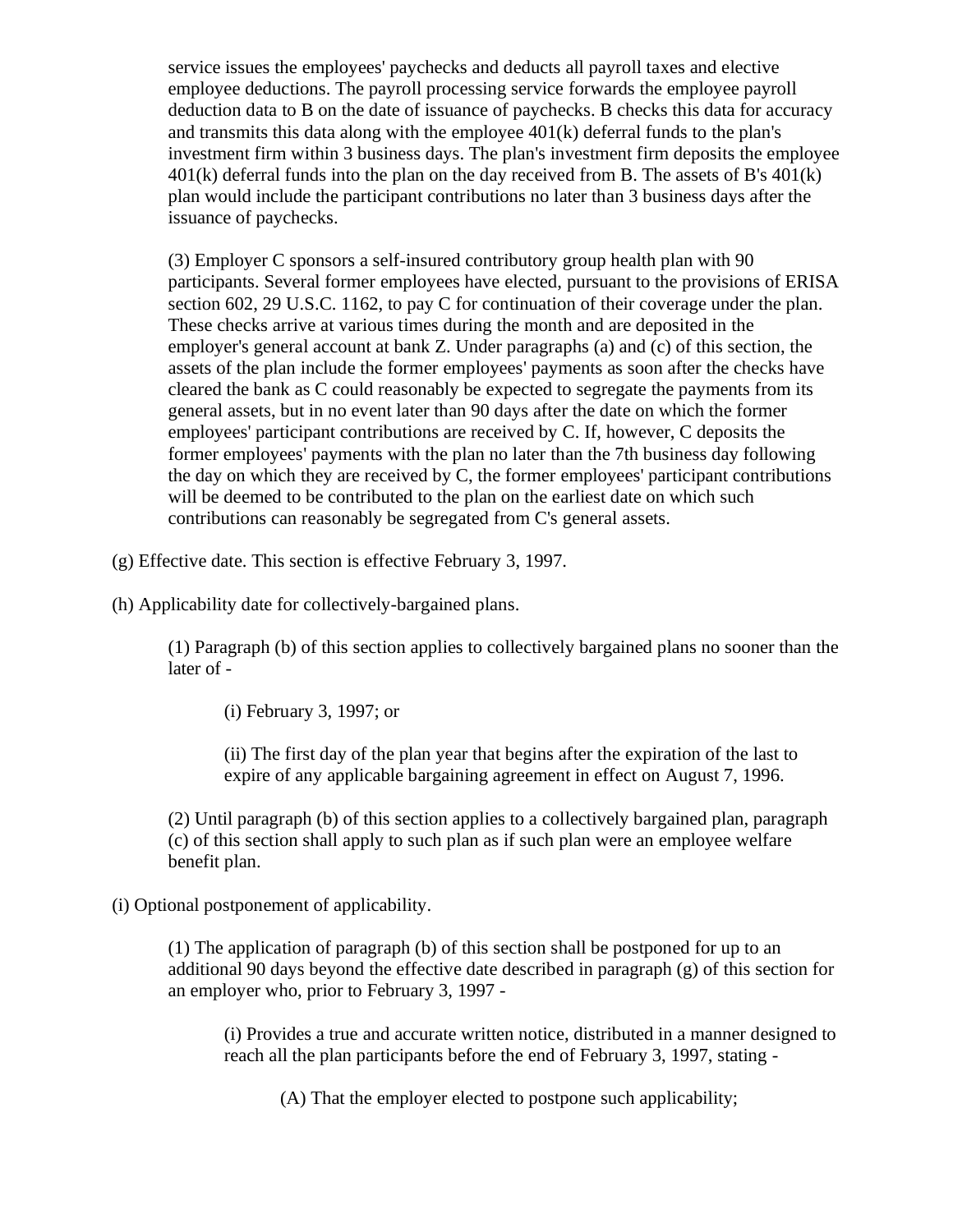service issues the employees' paychecks and deducts all payroll taxes and elective employee deductions. The payroll processing service forwards the employee payroll deduction data to B on the date of issuance of paychecks. B checks this data for accuracy and transmits this data along with the employee 401(k) deferral funds to the plan's investment firm within 3 business days. The plan's investment firm deposits the employee 401(k) deferral funds into the plan on the day received from B. The assets of B's 401(k) plan would include the participant contributions no later than 3 business days after the issuance of paychecks.

(3) Employer C sponsors a self-insured contributory group health plan with 90 participants. Several former employees have elected, pursuant to the provisions of ERISA section 602, 29 U.S.C. 1162, to pay C for continuation of their coverage under the plan. These checks arrive at various times during the month and are deposited in the employer's general account at bank Z. Under paragraphs (a) and (c) of this section, the assets of the plan include the former employees' payments as soon after the checks have cleared the bank as C could reasonably be expected to segregate the payments from its general assets, but in no event later than 90 days after the date on which the former employees' participant contributions are received by C. If, however, C deposits the former employees' payments with the plan no later than the 7th business day following the day on which they are received by C, the former employees' participant contributions will be deemed to be contributed to the plan on the earliest date on which such contributions can reasonably be segregated from C's general assets.

(g) Effective date. This section is effective February 3, 1997.

(h) Applicability date for collectively-bargained plans.

(1) Paragraph (b) of this section applies to collectively bargained plans no sooner than the later of -

(i) February 3, 1997; or

(ii) The first day of the plan year that begins after the expiration of the last to expire of any applicable bargaining agreement in effect on August 7, 1996.

(2) Until paragraph (b) of this section applies to a collectively bargained plan, paragraph (c) of this section shall apply to such plan as if such plan were an employee welfare benefit plan.

(i) Optional postponement of applicability.

(1) The application of paragraph (b) of this section shall be postponed for up to an additional 90 days beyond the effective date described in paragraph (g) of this section for an employer who, prior to February 3, 1997 -

(i) Provides a true and accurate written notice, distributed in a manner designed to reach all the plan participants before the end of February 3, 1997, stating -

(A) That the employer elected to postpone such applicability;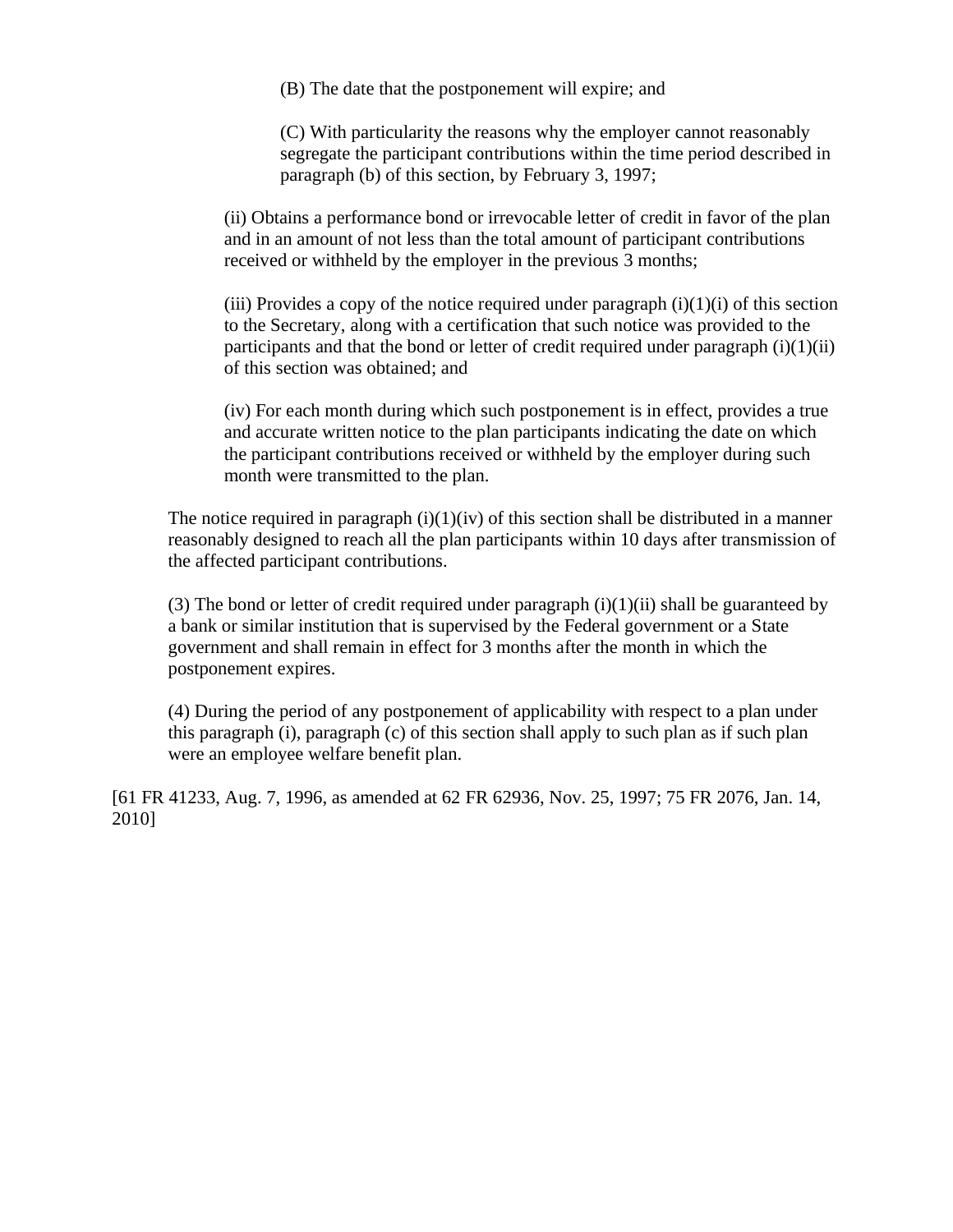(B) The date that the postponement will expire; and

(C) With particularity the reasons why the employer cannot reasonably segregate the participant contributions within the time period described in paragraph (b) of this section, by February 3, 1997;

(ii) Obtains a performance bond or irrevocable letter of credit in favor of the plan and in an amount of not less than the total amount of participant contributions received or withheld by the employer in the previous 3 months;

(iii) Provides a copy of the notice required under paragraph (i)(1)(i) of this section to the Secretary, along with a certification that such notice was provided to the participants and that the bond or letter of credit required under paragraph (i)(1)(ii) of this section was obtained; and

(iv) For each month during which such postponement is in effect, provides a true and accurate written notice to the plan participants indicating the date on which the participant contributions received or withheld by the employer during such month were transmitted to the plan.

The notice required in paragraph (i)(1)(iv) of this section shall be distributed in a manner reasonably designed to reach all the plan participants within 10 days after transmission of the affected participant contributions.

(3) The bond or letter of credit required under paragraph (i)(1)(ii) shall be guaranteed by a bank or similar institution that is supervised by the Federal government or a State government and shall remain in effect for 3 months after the month in which the postponement expires.

(4) During the period of any postponement of applicability with respect to a plan under this paragraph (i), paragraph (c) of this section shall apply to such plan as if such plan were an employee welfare benefit plan.

[61 FR 41233, Aug. 7, 1996, as amended at 62 FR 62936, Nov. 25, 1997; 75 FR 2076, Jan. 14, 2010]